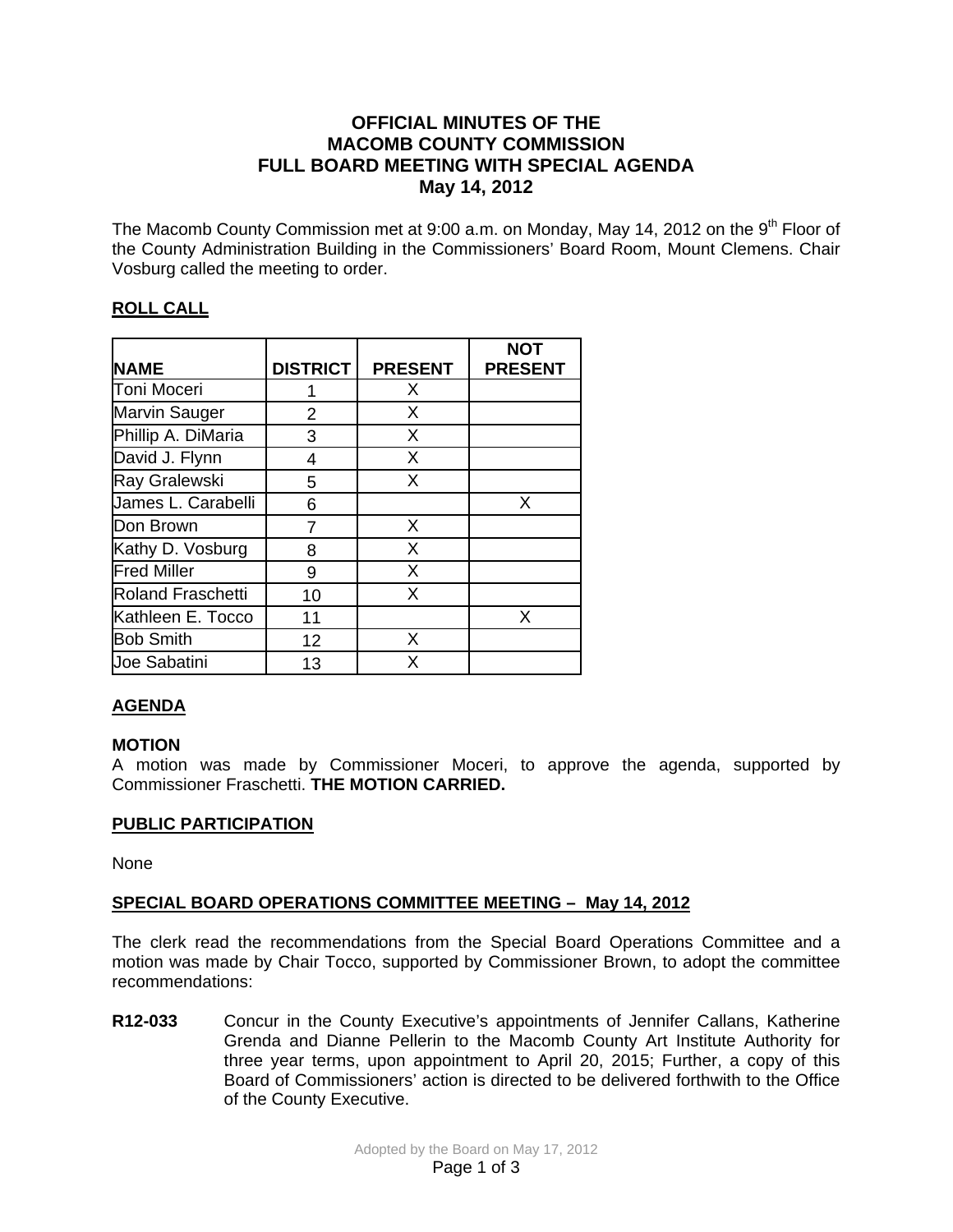# OFFICIAL MINUTES OF THE MACOMB COUNTY COMMISSION FULL BOARD MEETING WITH SPECIAL AGENDA May 14, 2012

The Macomb County Commission met at 9:00 a.m. on Monday, May 14, 2012 on the 9th Floor of the County Administration Building in the Commissioners' Board Room, Mount Clemens. Chair Vosburg called the meeting to order.

## ROLL CALL

| NAME | DISTRICT | PRESENT | NOT PRESENT |
|---|---|---|---|
| Toni Moceri | 1 | X | |
| Marvin Sauger | 2 | X | |
| Phillip A. DiMaria | 3 | X | |
| David J. Flynn | 4 | X | |
| Ray Gralewski | 5 | X | |
| James L. Carabelli | 6 | | X |
| Don Brown | 7 | X | |
| Kathy D. Vosburg | 8 | X | |
| Fred Miller | 9 | X | |
| Roland Fraschetti | 10 | X | |
| Kathleen E. Tocco | 11 | | X |
| Bob Smith | 12 | X | |
| Joe Sabatini | 13 | X | |

## AGENDA

**MOTION**

A motion was made by Commissioner Moceri, to approve the agenda, supported by Commissioner Fraschetti. **THE MOTION CARRIED.**

## PUBLIC PARTICIPATION

None

## SPECIAL BOARD OPERATIONS COMMITTEE MEETING – May 14, 2012

The clerk read the recommendations from the Special Board Operations Committee and a motion was made by Chair Tocco, supported by Commissioner Brown, to adopt the committee recommendations:

**R12-033** Concur in the County Executive's appointments of Jennifer Callans, Katherine Grenda and Dianne Pellerin to the Macomb County Art Institute Authority for three year terms, upon appointment to April 20, 2015; Further, a copy of this Board of Commissioners' action is directed to be delivered forthwith to the Office of the County Executive.

Adopted by the Board on May 17, 2012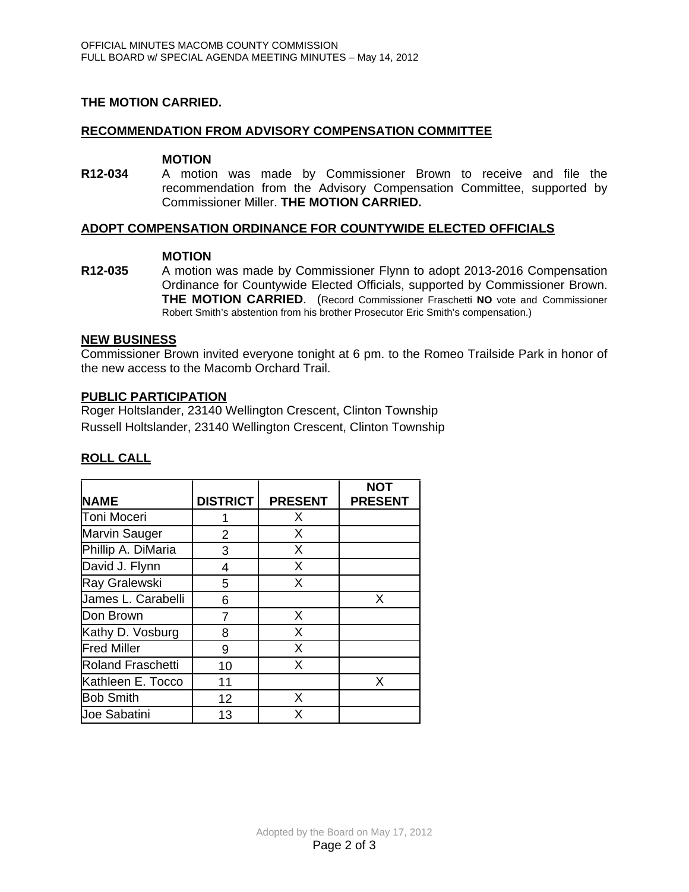**THE MOTION CARRIED.**

## RECOMMENDATION FROM ADVISORY COMPENSATION COMMITTEE

**MOTION**

**R12-034** A motion was made by Commissioner Brown to receive and file the recommendation from the Advisory Compensation Committee, supported by Commissioner Miller. **THE MOTION CARRIED.**

## ADOPT COMPENSATION ORDINANCE FOR COUNTYWIDE ELECTED OFFICIALS

**MOTION**

**R12-035** A motion was made by Commissioner Flynn to adopt 2013-2016 Compensation Ordinance for Countywide Elected Officials, supported by Commissioner Brown. **THE MOTION CARRIED**. (Record Commissioner Fraschetti **NO** vote and Commissioner Robert Smith's abstention from his brother Prosecutor Eric Smith's compensation.)

## NEW BUSINESS

Commissioner Brown invited everyone tonight at 6 pm. to the Romeo Trailside Park in honor of the new access to the Macomb Orchard Trail.

## PUBLIC PARTICIPATION

Roger Holtslander, 23140 Wellington Crescent, Clinton Township
Russell Holtslander, 23140 Wellington Crescent, Clinton Township

## ROLL CALL

| NAME | DISTRICT | PRESENT | NOT PRESENT |
|---|---|---|---|
| Toni Moceri | 1 | X | |
| Marvin Sauger | 2 | X | |
| Phillip A. DiMaria | 3 | X | |
| David J. Flynn | 4 | X | |
| Ray Gralewski | 5 | X | |
| James L. Carabelli | 6 | | X |
| Don Brown | 7 | X | |
| Kathy D. Vosburg | 8 | X | |
| Fred Miller | 9 | X | |
| Roland Fraschetti | 10 | X | |
| Kathleen E. Tocco | 11 | | X |
| Bob Smith | 12 | X | |
| Joe Sabatini | 13 | X | |

Adopted by the Board on May 17, 2012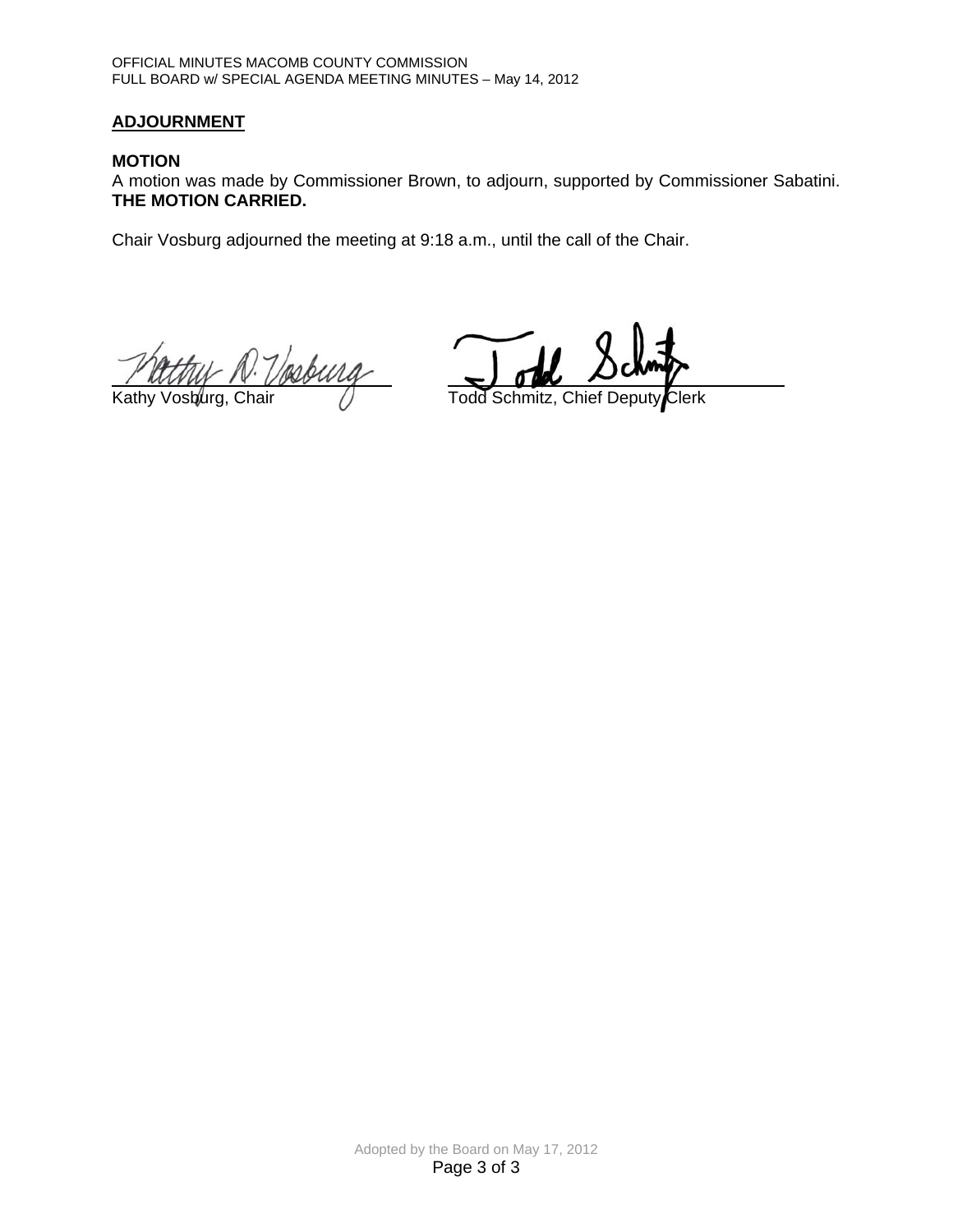## ADJOURNMENT

**MOTION**
A motion was made by Commissioner Brown, to adjourn, supported by Commissioner Sabatini.
**THE MOTION CARRIED.**

Chair Vosburg adjourned the meeting at 9:18 a.m., until the call of the Chair.

Kathy Vosburg, Chair

Todd Schmitz, Chief Deputy Clerk

Adopted by the Board on May 17, 2012